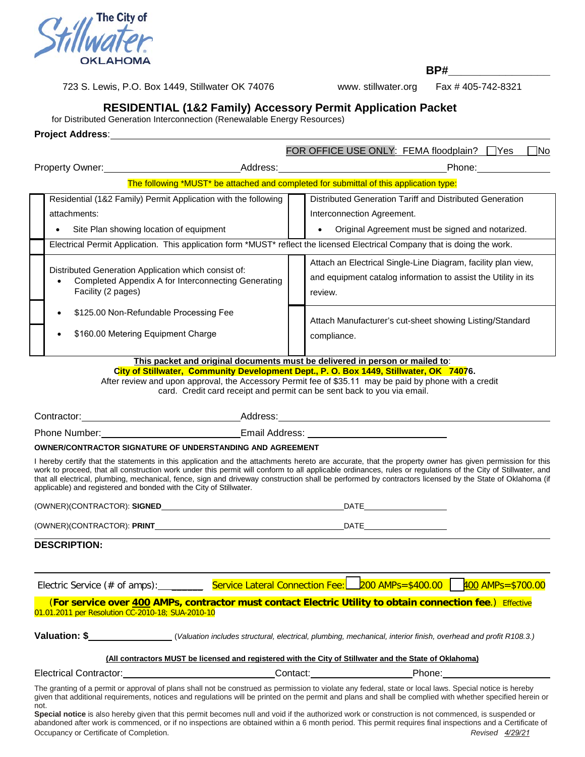The City of Stillwater OKLAHOMA

**BP#**\_\_\_\_\_\_\_\_\_\_\_\_\_\_\_\_\_

723 S. Lewis, P.O. Box 1449, Stillwater OK 74076 www. stillwater.org Fax # 405-742-8321

## RESIDENTIAL (1&2 Family) Accessory Permit Application Packet

for Distributed Generation Interconnection (Renewalable Energy Resources)

**Project Address**:\_\_\_\_\_\_\_\_\_\_\_\_\_\_\_\_\_\_\_\_\_\_\_\_\_\_\_\_\_\_\_\_\_\_\_\_\_\_\_\_

FOR OFFICE USE ONLY: FEMA floodplain? ☐Yes ☐No

Property Owner:\_\_\_\_\_\_\_\_\_\_\_\_\_\_\_\_\_\_\_\_ Address:\_\_\_\_\_\_\_\_\_\_\_\_\_\_\_\_\_\_\_\_\_\_\_\_\_\_ Phone:\_\_\_\_\_\_\_\_\_\_\_\_

The following \*MUST\* be attached and completed for submittal of this application type:

| ☐ | Residential (1&2 Family) Permit Application with the following attachments: <br>• Site Plan showing location of equipment | ☐ | Distributed Generation Tariff and Distributed Generation Interconnection Agreement. <br>• Original Agreement must be signed and notarized. |
|---|---|---|---|
| ☐ | Electrical Permit Application. This application form \*MUST\* reflect the licensed Electrical Company that is doing the work. | | |
| ☐ | Distributed Generation Application which consist of: <br>• Completed Appendix A for Interconnecting Generating Facility (2 pages) | ☐ | Attach an Electrical Single-Line Diagram, facility plan view, and equipment catalog information to assist the Utility in its review. |
| ☐ | • $125.00 Non-Refundable Processing Fee | ☐ | Attach Manufacturer's cut-sheet showing Listing/Standard compliance. |
| ☐ | • $160.00 Metering Equipment Charge | | |

**This packet and original documents must be delivered in person or mailed to**:
**City of Stillwater, Community Development Dept., P. O. Box 1449, Stillwater, OK 74076.**
After review and upon approval, the Accessory Permit fee of $35.11 may be paid by phone with a credit card. Credit card receipt and permit can be sent back to you via email.

Contractor:\_\_\_\_\_\_\_\_\_\_\_\_\_\_\_\_\_\_\_\_\_\_\_\_ Address:\_\_\_\_\_\_\_\_\_\_\_\_\_\_\_\_\_\_\_\_\_\_\_\_\_\_\_\_\_\_\_\_\_\_\_\_

Phone Number:\_\_\_\_\_\_\_\_\_\_\_\_\_\_\_\_\_\_\_\_\_\_ Email Address: \_\_\_\_\_\_\_\_\_\_\_\_\_\_\_\_\_\_\_\_\_\_

**OWNER/CONTRACTOR SIGNATURE OF UNDERSTANDING AND AGREEMENT**

I hereby certify that the statements in this application and the attachments hereto are accurate, that the property owner has given permission for this work to proceed, that all construction work under this permit will conform to all applicable ordinances, rules or regulations of the City of Stillwater, and that all electrical, plumbing, mechanical, fence, sign and driveway construction shall be performed by contractors licensed by the State of Oklahoma (if applicable) and registered and bonded with the City of Stillwater.

(OWNER)(CONTRACTOR): **SIGNED**\_\_\_\_\_\_\_\_\_\_\_\_\_\_\_\_\_\_\_\_\_\_\_\_\_\_\_\_\_\_\_\_\_\_ DATE\_\_\_\_\_\_\_\_\_\_\_\_\_\_\_

(OWNER)(CONTRACTOR): **PRINT**\_\_\_\_\_\_\_\_\_\_\_\_\_\_\_\_\_\_\_\_\_\_\_\_\_\_\_\_\_\_\_\_\_\_ DATE\_\_\_\_\_\_\_\_\_\_\_\_\_\_\_

**DESCRIPTION:**

Electric Service (# of amps):\_\_\_\_\_\_ Service Lateral Connection Fee: ☐ 200 AMPs=$400.00 ☐ 400 AMPs=$700.00

(**For service over 400 AMPs, contractor must contact Electric Utility to obtain connection fee**.) Effective 01.01.2011 per Resolution CC-2010-18; SUA-2010-10

**Valuation: $**\_\_\_\_\_\_\_\_\_\_\_\_\_\_ *(Valuation includes structural, electrical, plumbing, mechanical, interior finish, overhead and profit R108.3.)*

**(All contractors MUST be licensed and registered with the City of Stillwater and the State of Oklahoma)**

Electrical Contractor:\_\_\_\_\_\_\_\_\_\_\_\_\_\_\_\_\_\_\_\_\_\_\_\_ Contact:\_\_\_\_\_\_\_\_\_\_\_\_\_\_\_\_\_ Phone:\_\_\_\_\_\_\_\_\_\_\_\_\_\_\_\_\_

The granting of a permit or approval of plans shall not be construed as permission to violate any federal, state or local laws. Special notice is hereby given that additional requirements, notices and regulations will be printed on the permit and plans and shall be complied with whether specified herein or not.

**Special notice** is also hereby given that this permit becomes null and void if the authorized work or construction is not commenced, is suspended or abandoned after work is commenced, or if no inspections are obtained within a 6 month period. This permit requires final inspections and a Certificate of Occupancy or Certificate of Completion.

*Revised 4/29/21*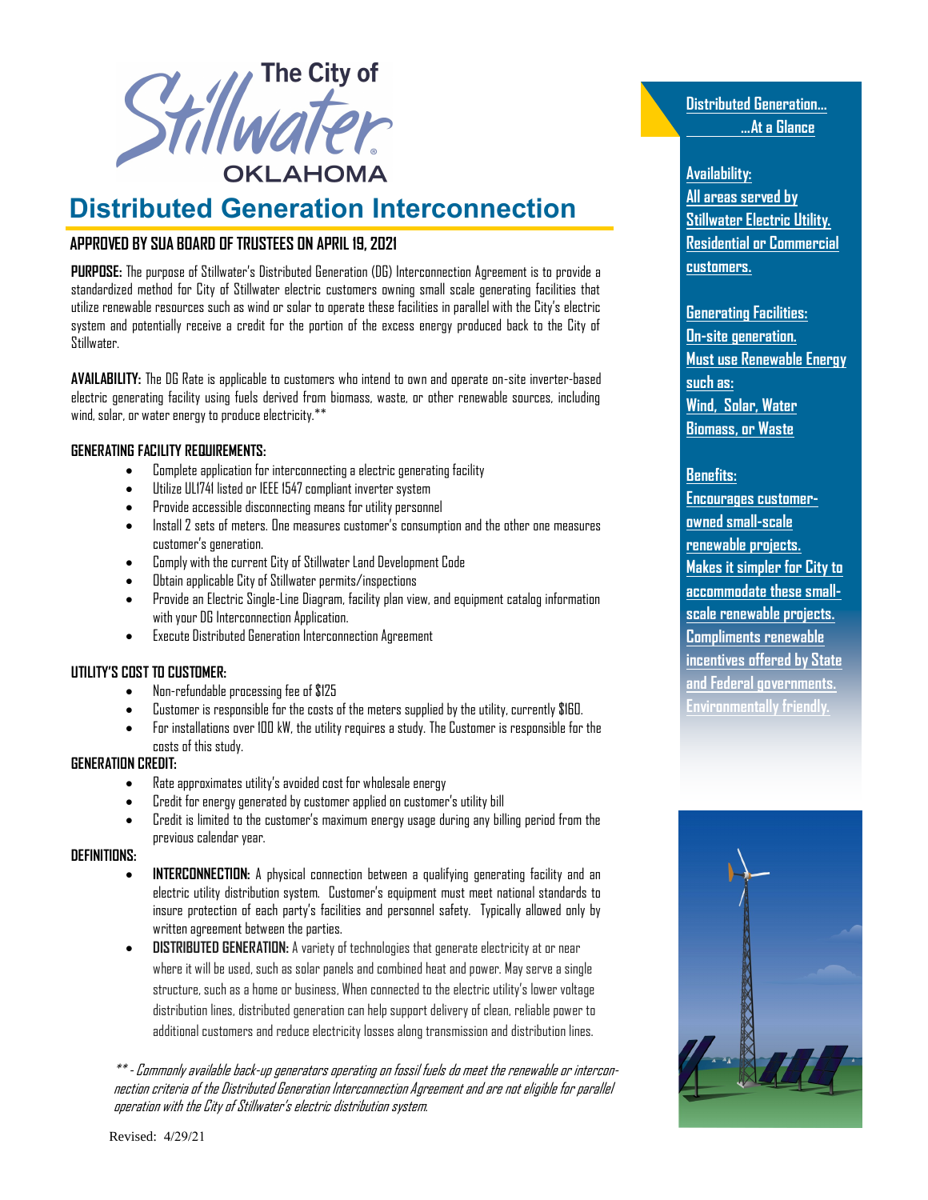The City of Stillwater OKLAHOMA

# Distributed Generation Interconnection

## APPROVED BY SUA BOARD OF TRUSTEES ON APRIL 19, 2021

**PURPOSE:** The purpose of Stillwater's Distributed Generation (DG) Interconnection Agreement is to provide a standardized method for City of Stillwater electric customers owning small scale generating facilities that utilize renewable resources such as wind or solar to operate these facilities in parallel with the City's electric system and potentially receive a credit for the portion of the excess energy produced back to the City of Stillwater.

**AVAILABILITY:** The DG Rate is applicable to customers who intend to own and operate on-site inverter-based electric generating facility using fuels derived from biomass, waste, or other renewable sources, including wind, solar, or water energy to produce electricity.**

### GENERATING FACILITY REQUIREMENTS:

- Complete application for interconnecting a electric generating facility
- Utilize UL1741 listed or IEEE 1547 compliant inverter system
- Provide accessible disconnecting means for utility personnel
- Install 2 sets of meters. One measures customer's consumption and the other one measures customer's generation.
- Comply with the current City of Stillwater Land Development Code
- Obtain applicable City of Stillwater permits/inspections
- Provide an Electric Single-Line Diagram, facility plan view, and equipment catalog information with your DG Interconnection Application.
- Execute Distributed Generation Interconnection Agreement

### UTILITY'S COST TO CUSTOMER:

- Non-refundable processing fee of $125
- Customer is responsible for the costs of the meters supplied by the utility, currently $160.
- For installations over 100 kW, the utility requires a study. The Customer is responsible for the costs of this study.

### GENERATION CREDIT:

- Rate approximates utility's avoided cost for wholesale energy
- Credit for energy generated by customer applied on customer's utility bill
- Credit is limited to the customer's maximum energy usage during any billing period from the previous calendar year.

### DEFINITIONS:

- **INTERCONNECTION:** A physical connection between a qualifying generating facility and an electric utility distribution system. Customer's equipment must meet national standards to insure protection of each party's facilities and personnel safety. Typically allowed only by written agreement between the parties.
- **DISTRIBUTED GENERATION:** A variety of technologies that generate electricity at or near where it will be used, such as solar panels and combined heat and power. May serve a single structure, such as a home or business, When connected to the electric utility's lower voltage distribution lines, distributed generation can help support delivery of clean, reliable power to additional customers and reduce electricity losses along transmission and distribution lines.

*** - Commonly available back-up generators operating on fossil fuels do meet the renewable or interconnection criteria of the Distributed Generation Interconnection Agreement and are not eligible for parallel operation with the City of Stillwater's electric distribution system.*

Revised: 4/29/21

### Distributed Generation… …At a Glance

**Availability:**
All areas served by Stillwater Electric Utility.
Residential or Commercial customers.

**Generating Facilities:**
On-site generation.
Must use Renewable Energy such as:
Wind, Solar, Water
Biomass, or Waste

**Benefits:**
Encourages customer-owned small-scale renewable projects.
Makes it simpler for City to accommodate these small-scale renewable projects.
Compliments renewable incentives offered by State and Federal governments.
Environmentally friendly.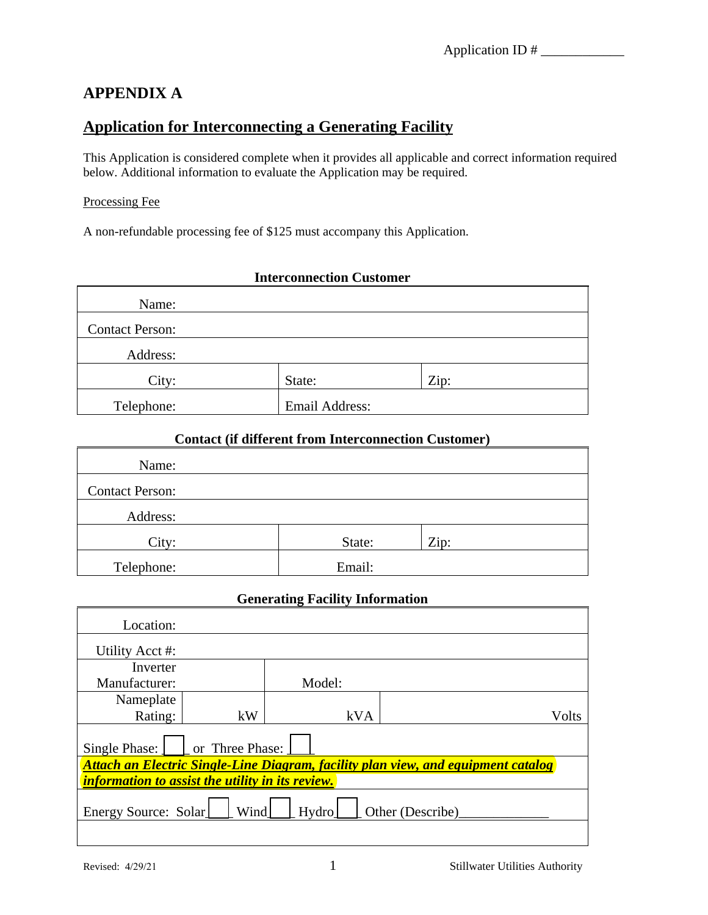Application ID # ____________

# APPENDIX A

## Application for Interconnecting a Generating Facility

This Application is considered complete when it provides all applicable and correct information required below. Additional information to evaluate the Application may be required.

Processing Fee

A non-refundable processing fee of $125 must accompany this Application.

**Interconnection Customer**

| | | |
|---|---|---|
| Name: | | |
| Contact Person: | | |
| Address: | | |
| City: | State: | Zip: |
| Telephone: | Email Address: | |

**Contact (if different from Interconnection Customer)**

| | | |
|---|---|---|
| Name: | | |
| Contact Person: | | |
| Address: | | |
| City: | State: | Zip: |
| Telephone: | Email: | |

**Generating Facility Information**

| | | | |
|---|---|---|---|
| Location: | | | |
| Utility Acct #: | | | |
| Inverter Manufacturer: | | Model: | |
| Nameplate Rating: | kW | kVA | Volts |
| Single Phase: ___ or Three Phase: ___ | | | |
| ***Attach an Electric Single-Line Diagram, facility plan view, and equipment catalog information to assist the utility in its review.*** | | | |
| Energy Source: Solar___ Wind___ Hydro___ Other (Describe)____________ | | | |
| | | | |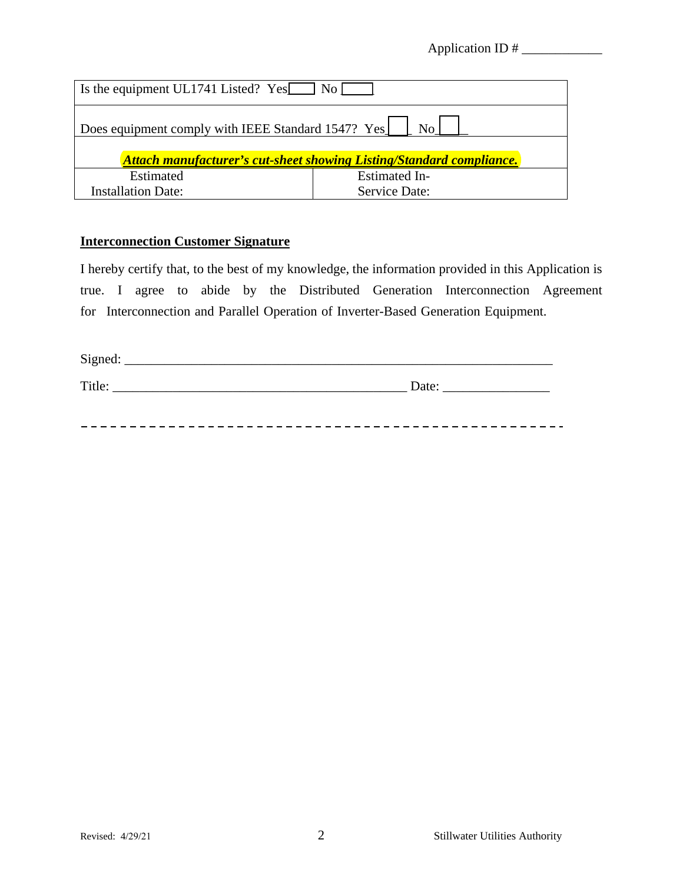Application ID # ____________

| Is the equipment UL1741 Listed? Yes☐ No ☐ | |
|---|---|
| Does equipment comply with IEEE Standard 1547? Yes☐ No☐ | |
| ***Attach manufacturer's cut-sheet showing Listing/Standard compliance.*** | |
| Estimated Installation Date: | Estimated In-Service Date: |

**Interconnection Customer Signature**

I hereby certify that, to the best of my knowledge, the information provided in this Application is true. I agree to abide by the Distributed Generation Interconnection Agreement for Interconnection and Parallel Operation of Inverter-Based Generation Equipment.

Signed: ____________________________________________________________

Title: ____________________________________________ Date: _______________

- - - - - - - - - - - - - - - - - - - - - - - - - - - - - - - - - - - - - - - - - - - - - - - -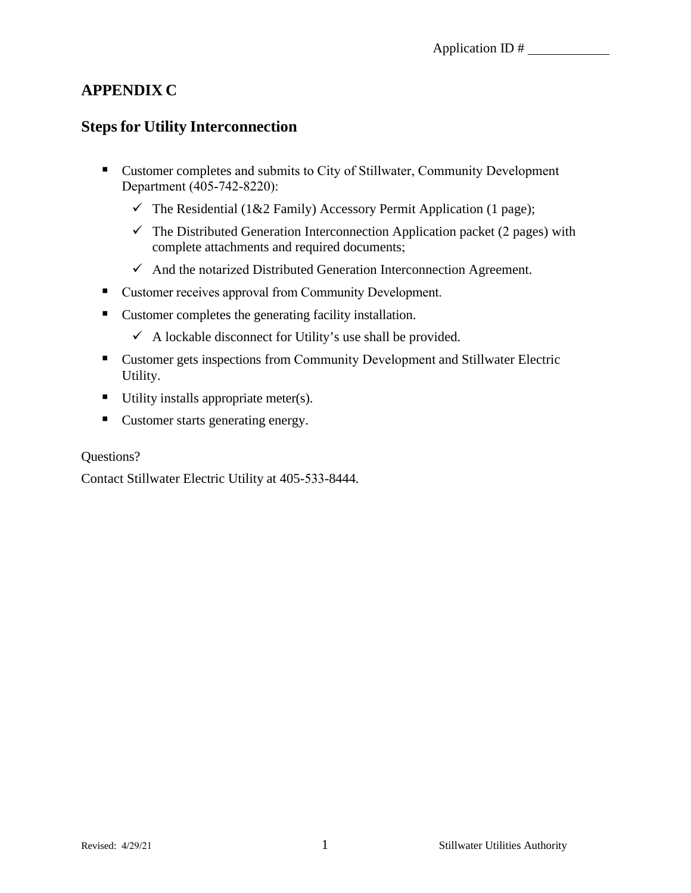Application ID # ____________

# APPENDIX C

## Steps for Utility Interconnection

- Customer completes and submits to City of Stillwater, Community Development Department (405-742-8220):
  - ✓ The Residential (1&2 Family) Accessory Permit Application (1 page);
  - ✓ The Distributed Generation Interconnection Application packet (2 pages) with complete attachments and required documents;
  - ✓ And the notarized Distributed Generation Interconnection Agreement.
- Customer receives approval from Community Development.
- Customer completes the generating facility installation.
  - ✓ A lockable disconnect for Utility's use shall be provided.
- Customer gets inspections from Community Development and Stillwater Electric Utility.
- Utility installs appropriate meter(s).
- Customer starts generating energy.

Questions?

Contact Stillwater Electric Utility at 405-533-8444.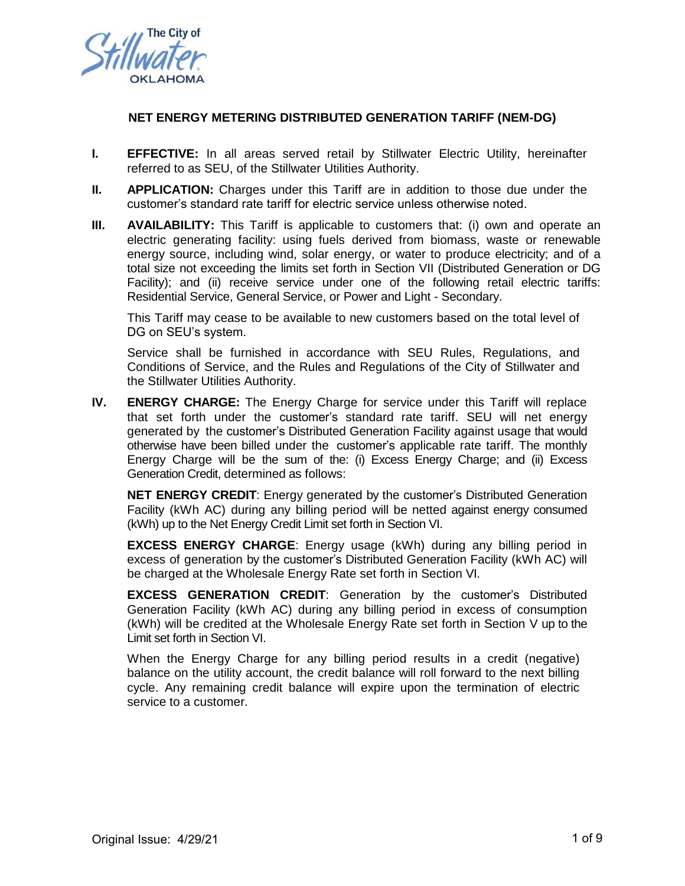# NET ENERGY METERING DISTRIBUTED GENERATION TARIFF (NEM-DG)

**I. EFFECTIVE:** In all areas served retail by Stillwater Electric Utility, hereinafter referred to as SEU, of the Stillwater Utilities Authority.

**II. APPLICATION:** Charges under this Tariff are in addition to those due under the customer's standard rate tariff for electric service unless otherwise noted.

**III. AVAILABILITY:** This Tariff is applicable to customers that: (i) own and operate an electric generating facility: using fuels derived from biomass, waste or renewable energy source, including wind, solar energy, or water to produce electricity; and of a total size not exceeding the limits set forth in Section VII (Distributed Generation or DG Facility); and (ii) receive service under one of the following retail electric tariffs: Residential Service, General Service, or Power and Light - Secondary.

This Tariff may cease to be available to new customers based on the total level of DG on SEU's system.

Service shall be furnished in accordance with SEU Rules, Regulations, and Conditions of Service, and the Rules and Regulations of the City of Stillwater and the Stillwater Utilities Authority.

**IV. ENERGY CHARGE:** The Energy Charge for service under this Tariff will replace that set forth under the customer's standard rate tariff. SEU will net energy generated by the customer's Distributed Generation Facility against usage that would otherwise have been billed under the customer's applicable rate tariff. The monthly Energy Charge will be the sum of the: (i) Excess Energy Charge; and (ii) Excess Generation Credit, determined as follows:

**NET ENERGY CREDIT**: Energy generated by the customer's Distributed Generation Facility (kWh AC) during any billing period will be netted against energy consumed (kWh) up to the Net Energy Credit Limit set forth in Section VI.

**EXCESS ENERGY CHARGE**: Energy usage (kWh) during any billing period in excess of generation by the customer's Distributed Generation Facility (kWh AC) will be charged at the Wholesale Energy Rate set forth in Section VI.

**EXCESS GENERATION CREDIT**: Generation by the customer's Distributed Generation Facility (kWh AC) during any billing period in excess of consumption (kWh) will be credited at the Wholesale Energy Rate set forth in Section V up to the Limit set forth in Section VI.

When the Energy Charge for any billing period results in a credit (negative) balance on the utility account, the credit balance will roll forward to the next billing cycle. Any remaining credit balance will expire upon the termination of electric service to a customer.

Original Issue: 4/29/21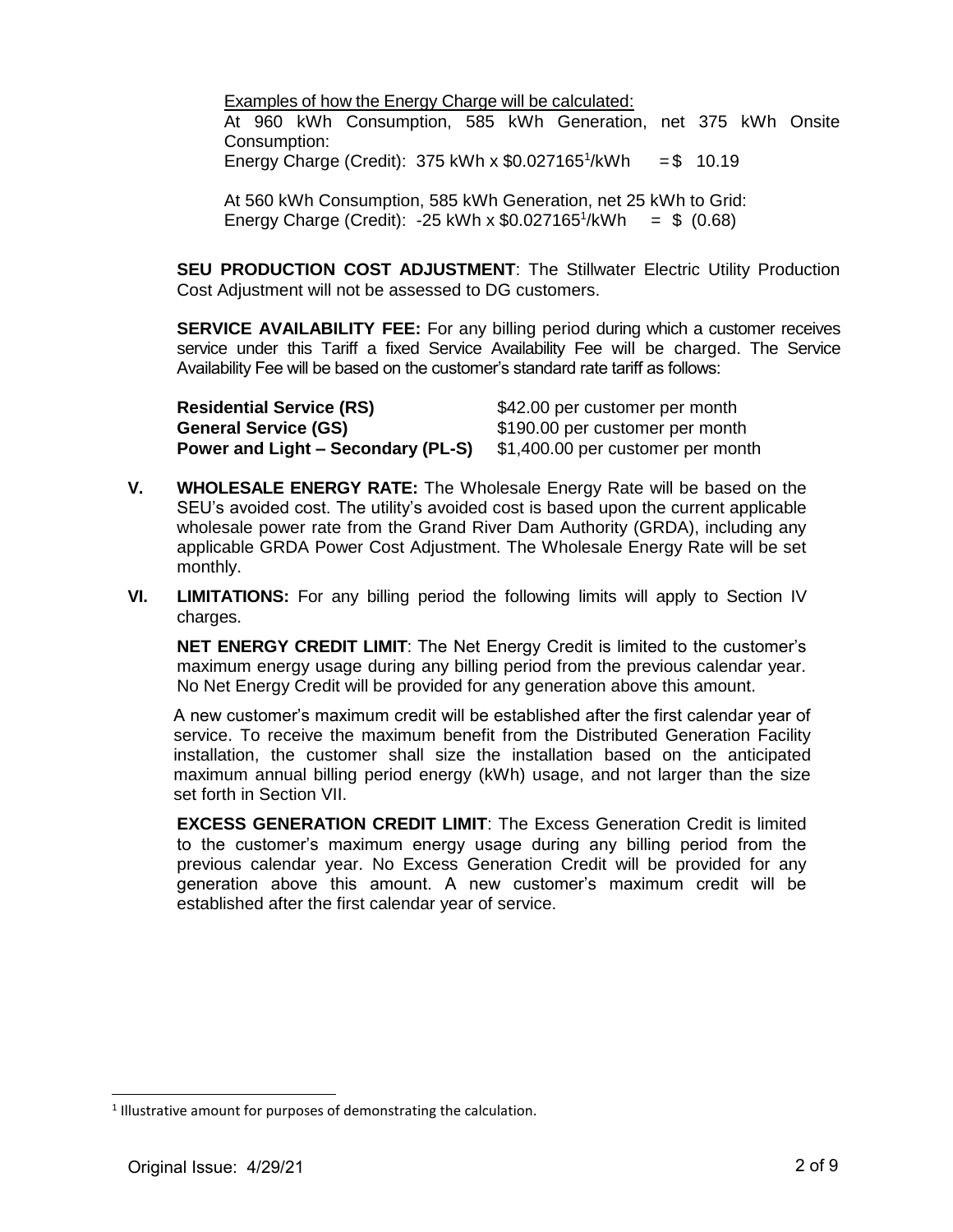Examples of how the Energy Charge will be calculated:

At 960 kWh Consumption, 585 kWh Generation, net 375 kWh Onsite Consumption:
Energy Charge (Credit): 375 kWh x $0.027165[1]/kWh = $ 10.19

At 560 kWh Consumption, 585 kWh Generation, net 25 kWh to Grid:
Energy Charge (Credit): -25 kWh x $0.027165[1]/kWh = $ (0.68)

**SEU PRODUCTION COST ADJUSTMENT**: The Stillwater Electric Utility Production Cost Adjustment will not be assessed to DG customers.

**SERVICE AVAILABILITY FEE:** For any billing period during which a customer receives service under this Tariff a fixed Service Availability Fee will be charged. The Service Availability Fee will be based on the customer's standard rate tariff as follows:

| | |
|---|---|
| **Residential Service (RS)** | $42.00 per customer per month |
| **General Service (GS)** | $190.00 per customer per month |
| **Power and Light – Secondary (PL-S)** | $1,400.00 per customer per month |

**V. WHOLESALE ENERGY RATE:** The Wholesale Energy Rate will be based on the SEU's avoided cost. The utility's avoided cost is based upon the current applicable wholesale power rate from the Grand River Dam Authority (GRDA), including any applicable GRDA Power Cost Adjustment. The Wholesale Energy Rate will be set monthly.

**VI. LIMITATIONS:** For any billing period the following limits will apply to Section IV charges.

**NET ENERGY CREDIT LIMIT**: The Net Energy Credit is limited to the customer's maximum energy usage during any billing period from the previous calendar year. No Net Energy Credit will be provided for any generation above this amount.

A new customer's maximum credit will be established after the first calendar year of service. To receive the maximum benefit from the Distributed Generation Facility installation, the customer shall size the installation based on the anticipated maximum annual billing period energy (kWh) usage, and not larger than the size set forth in Section VII.

**EXCESS GENERATION CREDIT LIMIT**: The Excess Generation Credit is limited to the customer's maximum energy usage during any billing period from the previous calendar year. No Excess Generation Credit will be provided for any generation above this amount. A new customer's maximum credit will be established after the first calendar year of service.

[1] Illustrative amount for purposes of demonstrating the calculation.

Original Issue: 4/29/21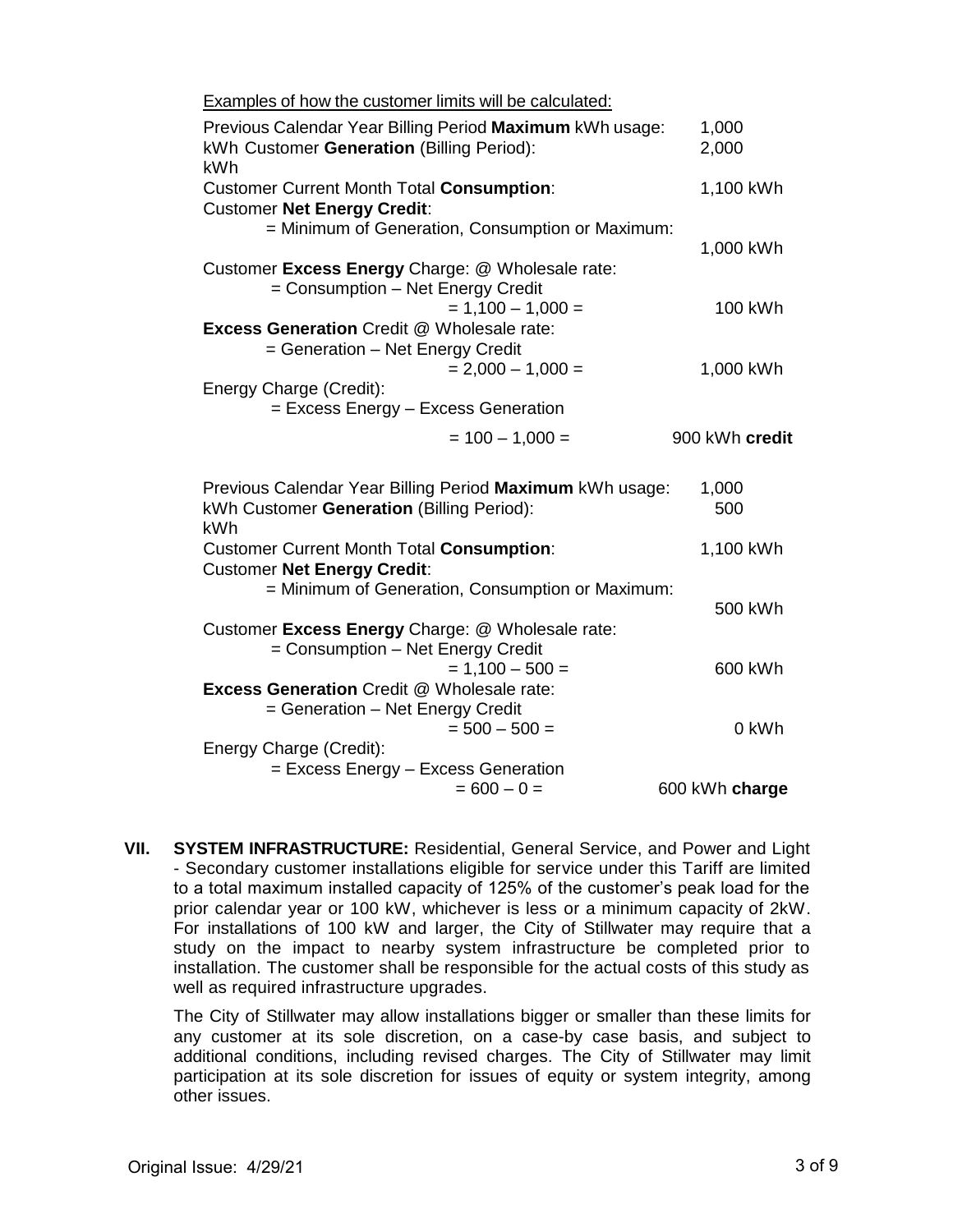<u>Examples of how the customer limits will be calculated:</u>

Previous Calendar Year Billing Period **Maximum** kWh usage: 1,000 kWh
Customer **Generation** (Billing Period): 2,000 kWh
Customer Current Month Total **Consumption**: 1,100 kWh
Customer **Net Energy Credit**:
= Minimum of Generation, Consumption or Maximum: 1,000 kWh
Customer **Excess Energy** Charge: @ Wholesale rate:
= Consumption – Net Energy Credit
= 1,100 – 1,000 = 100 kWh
**Excess Generation** Credit @ Wholesale rate:
= Generation – Net Energy Credit
= 2,000 – 1,000 = 1,000 kWh
Energy Charge (Credit):
= Excess Energy – Excess Generation
= 100 – 1,000 = 900 kWh **credit**

Previous Calendar Year Billing Period **Maximum** kWh usage: 1,000 kWh
Customer **Generation** (Billing Period): 500 kWh
Customer Current Month Total **Consumption**: 1,100 kWh
Customer **Net Energy Credit**:
= Minimum of Generation, Consumption or Maximum: 500 kWh
Customer **Excess Energy** Charge: @ Wholesale rate:
= Consumption – Net Energy Credit
= 1,100 – 500 = 600 kWh
**Excess Generation** Credit @ Wholesale rate:
= Generation – Net Energy Credit
= 500 – 500 = 0 kWh
Energy Charge (Credit):
= Excess Energy – Excess Generation
= 600 – 0 = 600 kWh **charge**

**VII. SYSTEM INFRASTRUCTURE:** Residential, General Service, and Power and Light - Secondary customer installations eligible for service under this Tariff are limited to a total maximum installed capacity of 125% of the customer's peak load for the prior calendar year or 100 kW, whichever is less or a minimum capacity of 2kW. For installations of 100 kW and larger, the City of Stillwater may require that a study on the impact to nearby system infrastructure be completed prior to installation. The customer shall be responsible for the actual costs of this study as well as required infrastructure upgrades.

The City of Stillwater may allow installations bigger or smaller than these limits for any customer at its sole discretion, on a case-by case basis, and subject to additional conditions, including revised charges. The City of Stillwater may limit participation at its sole discretion for issues of equity or system integrity, among other issues.

Original Issue: 4/29/21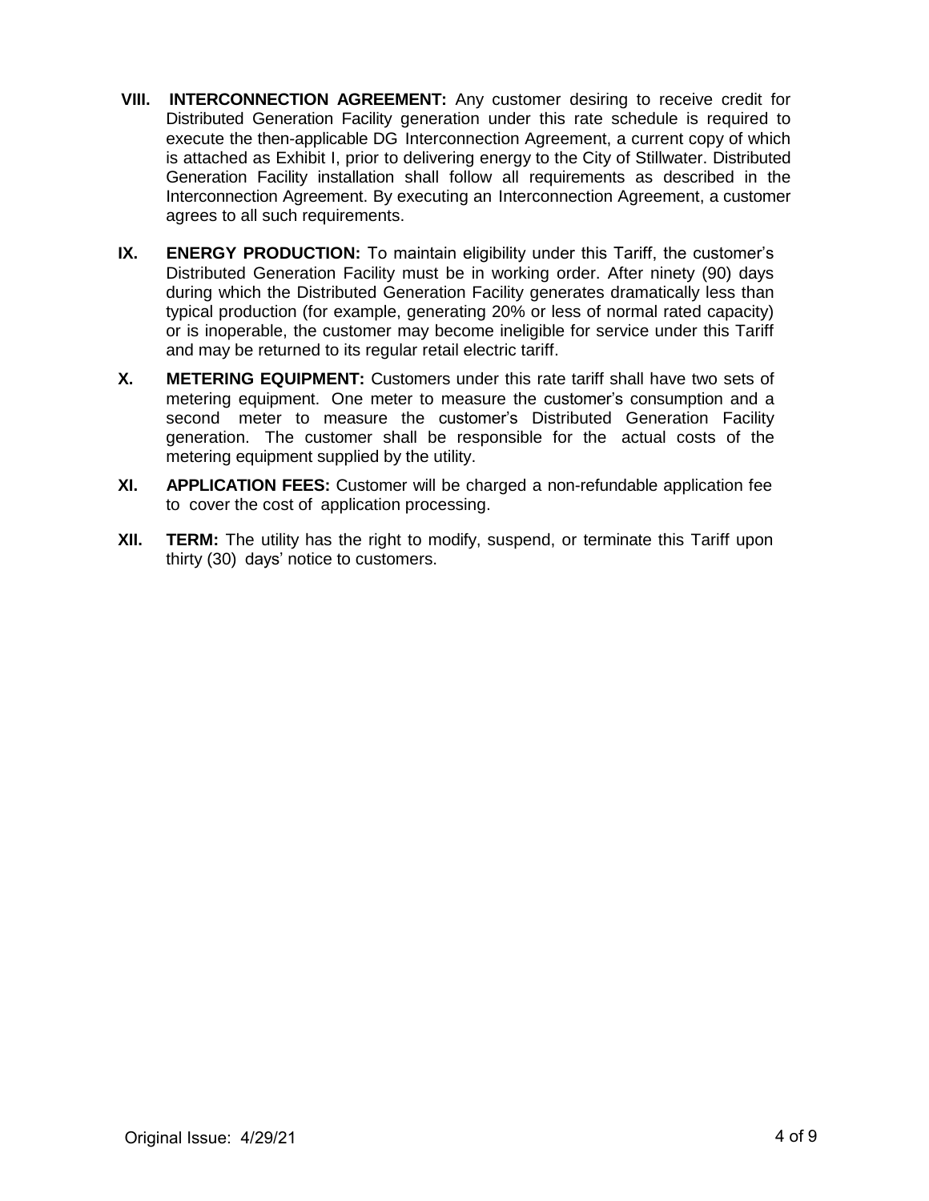**VIII. INTERCONNECTION AGREEMENT:** Any customer desiring to receive credit for Distributed Generation Facility generation under this rate schedule is required to execute the then-applicable DG Interconnection Agreement, a current copy of which is attached as Exhibit I, prior to delivering energy to the City of Stillwater. Distributed Generation Facility installation shall follow all requirements as described in the Interconnection Agreement. By executing an Interconnection Agreement, a customer agrees to all such requirements.

**IX. ENERGY PRODUCTION:** To maintain eligibility under this Tariff, the customer's Distributed Generation Facility must be in working order. After ninety (90) days during which the Distributed Generation Facility generates dramatically less than typical production (for example, generating 20% or less of normal rated capacity) or is inoperable, the customer may become ineligible for service under this Tariff and may be returned to its regular retail electric tariff.

**X. METERING EQUIPMENT:** Customers under this rate tariff shall have two sets of metering equipment. One meter to measure the customer's consumption and a second meter to measure the customer's Distributed Generation Facility generation. The customer shall be responsible for the actual costs of the metering equipment supplied by the utility.

**XI. APPLICATION FEES:** Customer will be charged a non-refundable application fee to cover the cost of application processing.

**XII. TERM:** The utility has the right to modify, suspend, or terminate this Tariff upon thirty (30) days' notice to customers.

Original Issue: 4/29/21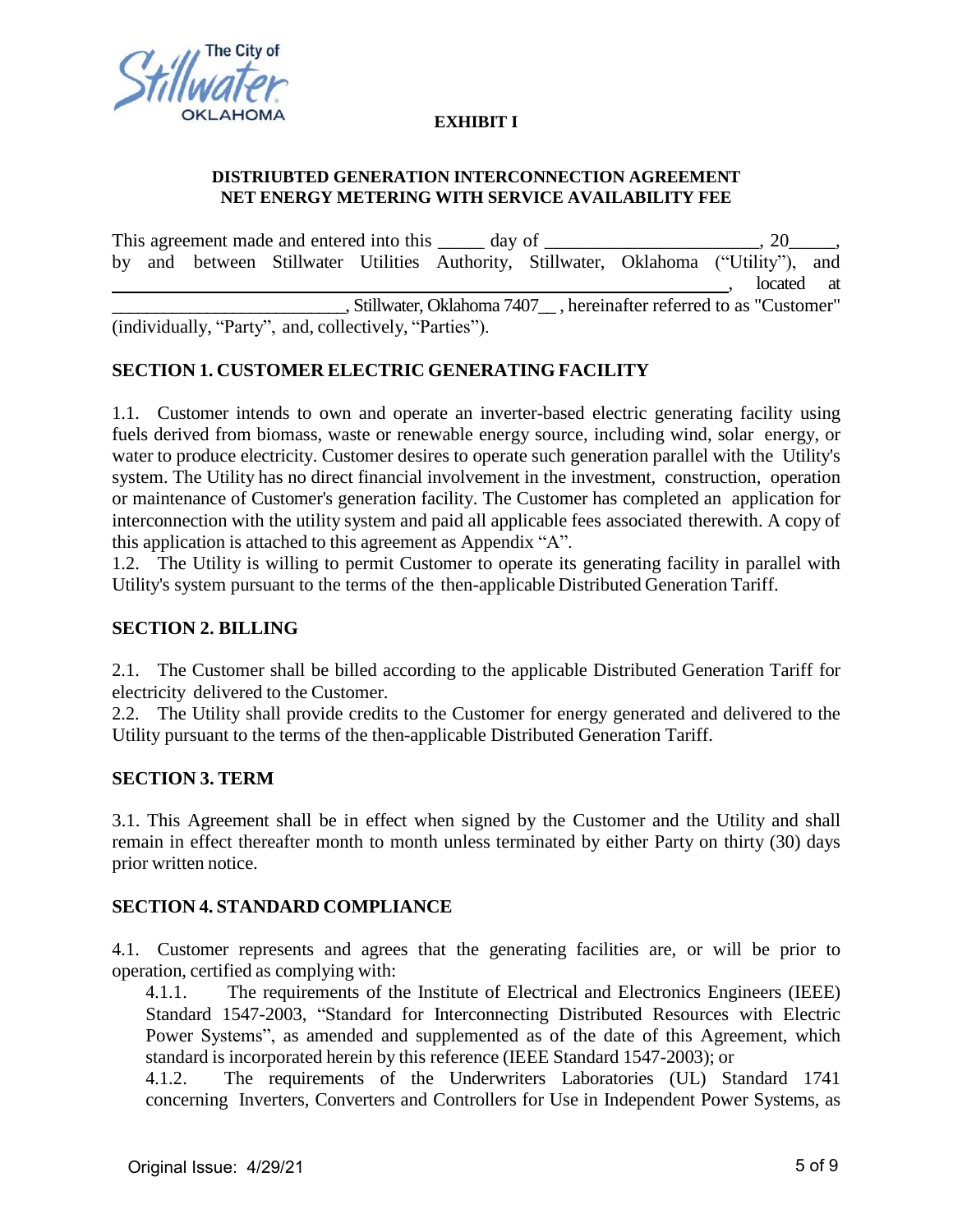**EXHIBIT I**

**DISTRIUBTED GENERATION INTERCONNECTION AGREEMENT**
**NET ENERGY METERING WITH SERVICE AVAILABILITY FEE**

This agreement made and entered into this _____ day of _______________________, 20_____, by and between Stillwater Utilities Authority, Stillwater, Oklahoma ("Utility"), and ______________________________________________________________, located at __________________________, Stillwater, Oklahoma 7407__ , hereinafter referred to as "Customer" (individually, "Party", and, collectively, "Parties").

## SECTION 1. CUSTOMER ELECTRIC GENERATING FACILITY

1.1. Customer intends to own and operate an inverter-based electric generating facility using fuels derived from biomass, waste or renewable energy source, including wind, solar energy, or water to produce electricity. Customer desires to operate such generation parallel with the Utility's system. The Utility has no direct financial involvement in the investment, construction, operation or maintenance of Customer's generation facility. The Customer has completed an application for interconnection with the utility system and paid all applicable fees associated therewith. A copy of this application is attached to this agreement as Appendix "A".

1.2. The Utility is willing to permit Customer to operate its generating facility in parallel with Utility's system pursuant to the terms of the then-applicable Distributed Generation Tariff.

## SECTION 2. BILLING

2.1. The Customer shall be billed according to the applicable Distributed Generation Tariff for electricity delivered to the Customer.

2.2. The Utility shall provide credits to the Customer for energy generated and delivered to the Utility pursuant to the terms of the then-applicable Distributed Generation Tariff.

## SECTION 3. TERM

3.1. This Agreement shall be in effect when signed by the Customer and the Utility and shall remain in effect thereafter month to month unless terminated by either Party on thirty (30) days prior written notice.

## SECTION 4. STANDARD COMPLIANCE

4.1. Customer represents and agrees that the generating facilities are, or will be prior to operation, certified as complying with:

4.1.1. The requirements of the Institute of Electrical and Electronics Engineers (IEEE) Standard 1547-2003, "Standard for Interconnecting Distributed Resources with Electric Power Systems", as amended and supplemented as of the date of this Agreement, which standard is incorporated herein by this reference (IEEE Standard 1547-2003); or

4.1.2. The requirements of the Underwriters Laboratories (UL) Standard 1741 concerning Inverters, Converters and Controllers for Use in Independent Power Systems, as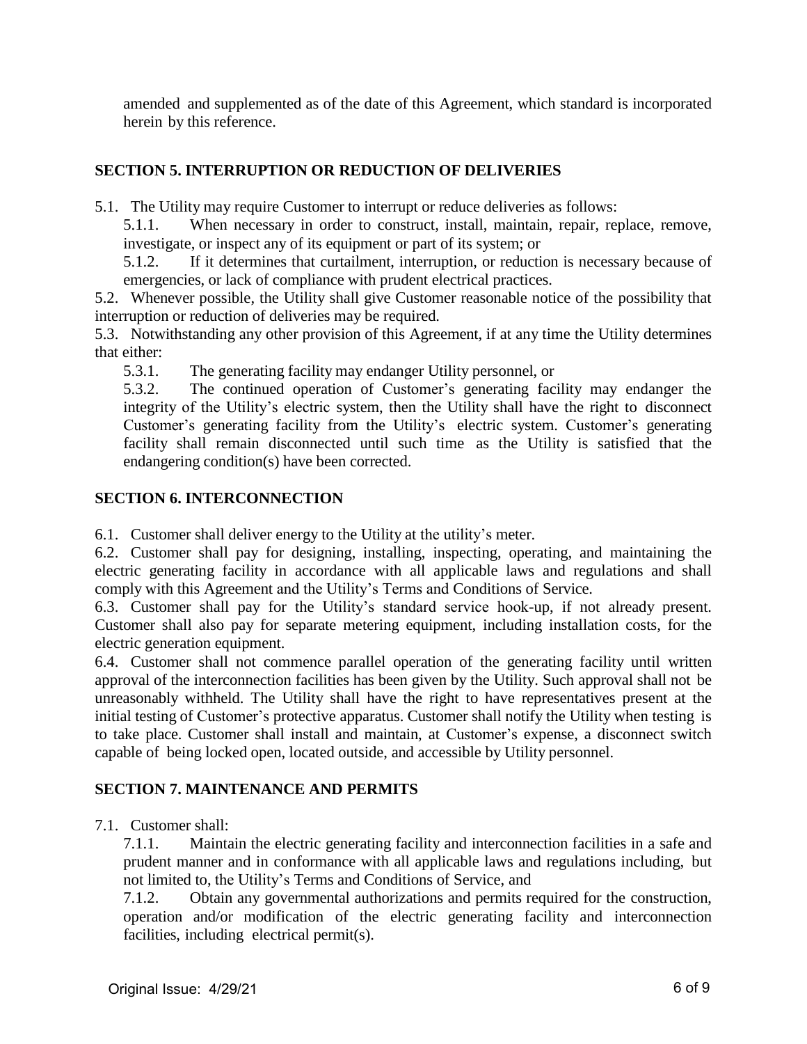amended and supplemented as of the date of this Agreement, which standard is incorporated herein by this reference.

## SECTION 5. INTERRUPTION OR REDUCTION OF DELIVERIES

5.1. The Utility may require Customer to interrupt or reduce deliveries as follows:

5.1.1. When necessary in order to construct, install, maintain, repair, replace, remove, investigate, or inspect any of its equipment or part of its system; or

5.1.2. If it determines that curtailment, interruption, or reduction is necessary because of emergencies, or lack of compliance with prudent electrical practices.

5.2. Whenever possible, the Utility shall give Customer reasonable notice of the possibility that interruption or reduction of deliveries may be required.

5.3. Notwithstanding any other provision of this Agreement, if at any time the Utility determines that either:

5.3.1. The generating facility may endanger Utility personnel, or

5.3.2. The continued operation of Customer's generating facility may endanger the integrity of the Utility's electric system, then the Utility shall have the right to disconnect Customer's generating facility from the Utility's electric system. Customer's generating facility shall remain disconnected until such time as the Utility is satisfied that the endangering condition(s) have been corrected.

## SECTION 6. INTERCONNECTION

6.1. Customer shall deliver energy to the Utility at the utility's meter.

6.2. Customer shall pay for designing, installing, inspecting, operating, and maintaining the electric generating facility in accordance with all applicable laws and regulations and shall comply with this Agreement and the Utility's Terms and Conditions of Service.

6.3. Customer shall pay for the Utility's standard service hook-up, if not already present. Customer shall also pay for separate metering equipment, including installation costs, for the electric generation equipment.

6.4. Customer shall not commence parallel operation of the generating facility until written approval of the interconnection facilities has been given by the Utility. Such approval shall not be unreasonably withheld. The Utility shall have the right to have representatives present at the initial testing of Customer's protective apparatus. Customer shall notify the Utility when testing is to take place. Customer shall install and maintain, at Customer's expense, a disconnect switch capable of being locked open, located outside, and accessible by Utility personnel.

## SECTION 7. MAINTENANCE AND PERMITS

7.1. Customer shall:

7.1.1. Maintain the electric generating facility and interconnection facilities in a safe and prudent manner and in conformance with all applicable laws and regulations including, but not limited to, the Utility's Terms and Conditions of Service, and

7.1.2. Obtain any governmental authorizations and permits required for the construction, operation and/or modification of the electric generating facility and interconnection facilities, including electrical permit(s).

Original Issue: 4/29/21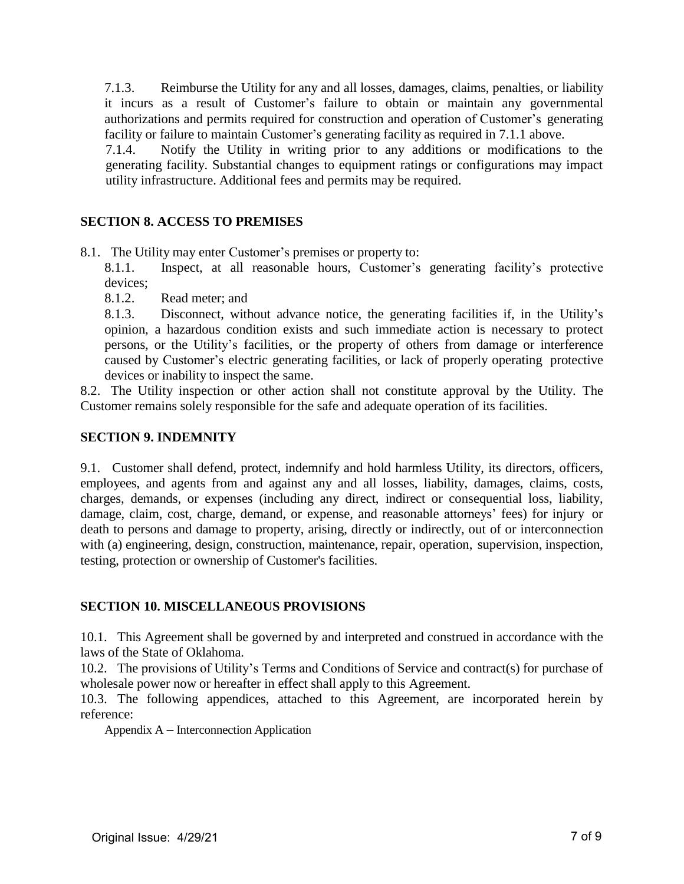7.1.3. Reimburse the Utility for any and all losses, damages, claims, penalties, or liability it incurs as a result of Customer's failure to obtain or maintain any governmental authorizations and permits required for construction and operation of Customer's generating facility or failure to maintain Customer's generating facility as required in 7.1.1 above.

7.1.4. Notify the Utility in writing prior to any additions or modifications to the generating facility. Substantial changes to equipment ratings or configurations may impact utility infrastructure. Additional fees and permits may be required.

## SECTION 8. ACCESS TO PREMISES

8.1. The Utility may enter Customer's premises or property to:

8.1.1. Inspect, at all reasonable hours, Customer's generating facility's protective devices;

8.1.2. Read meter; and

8.1.3. Disconnect, without advance notice, the generating facilities if, in the Utility's opinion, a hazardous condition exists and such immediate action is necessary to protect persons, or the Utility's facilities, or the property of others from damage or interference caused by Customer's electric generating facilities, or lack of properly operating protective devices or inability to inspect the same.

8.2. The Utility inspection or other action shall not constitute approval by the Utility. The Customer remains solely responsible for the safe and adequate operation of its facilities.

## SECTION 9. INDEMNITY

9.1. Customer shall defend, protect, indemnify and hold harmless Utility, its directors, officers, employees, and agents from and against any and all losses, liability, damages, claims, costs, charges, demands, or expenses (including any direct, indirect or consequential loss, liability, damage, claim, cost, charge, demand, or expense, and reasonable attorneys' fees) for injury or death to persons and damage to property, arising, directly or indirectly, out of or interconnection with (a) engineering, design, construction, maintenance, repair, operation, supervision, inspection, testing, protection or ownership of Customer's facilities.

## SECTION 10. MISCELLANEOUS PROVISIONS

10.1. This Agreement shall be governed by and interpreted and construed in accordance with the laws of the State of Oklahoma.

10.2. The provisions of Utility's Terms and Conditions of Service and contract(s) for purchase of wholesale power now or hereafter in effect shall apply to this Agreement.

10.3. The following appendices, attached to this Agreement, are incorporated herein by reference:

Appendix A – Interconnection Application

Original Issue: 4/29/21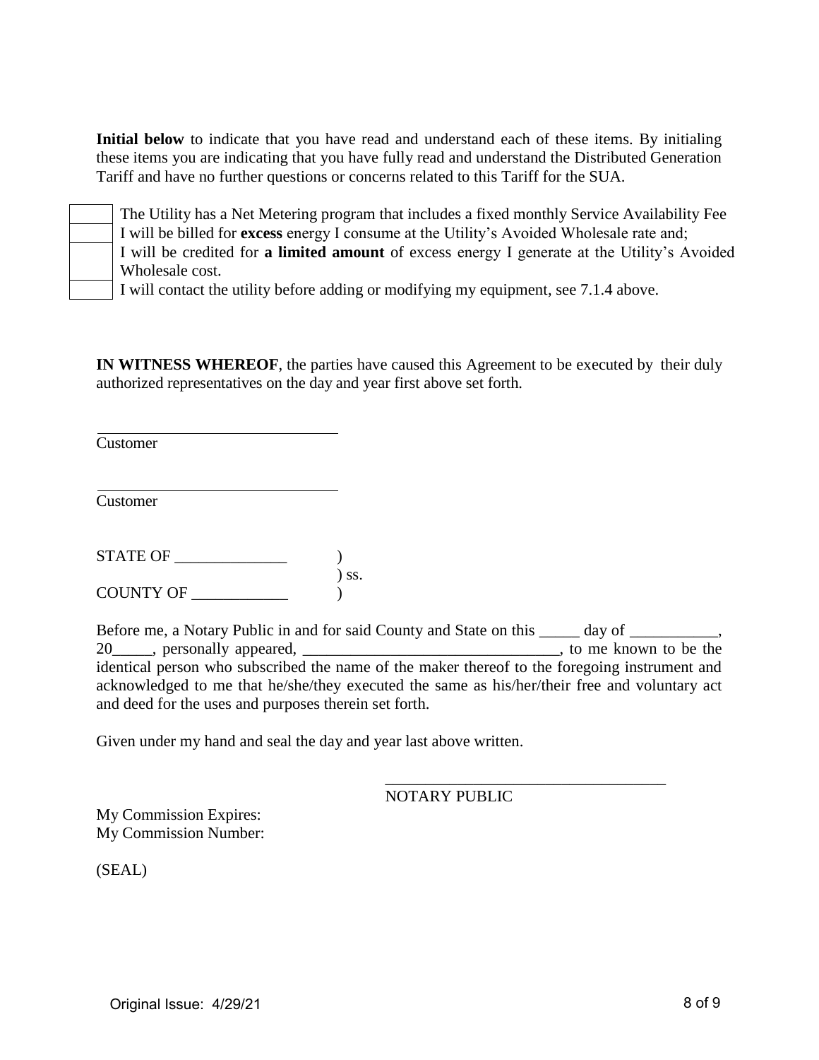**Initial below** to indicate that you have read and understand each of these items. By initialing these items you are indicating that you have fully read and understand the Distributed Generation Tariff and have no further questions or concerns related to this Tariff for the SUA.

| | |
|---|---|
| | The Utility has a Net Metering program that includes a fixed monthly Service Availability Fee |
| | I will be billed for **excess** energy I consume at the Utility's Avoided Wholesale rate and; |
| | I will be credited for **a limited amount** of excess energy I generate at the Utility's Avoided Wholesale cost. |
| | I will contact the utility before adding or modifying my equipment, see 7.1.4 above. |

**IN WITNESS WHEREOF**, the parties have caused this Agreement to be executed by their duly authorized representatives on the day and year first above set forth.

______________________________
Customer

______________________________
Customer

STATE OF ______________ )
) ss.
COUNTY OF ____________ )

Before me, a Notary Public in and for said County and State on this _____ day of ___________, 20_____, personally appeared, _________________________________, to me known to be the identical person who subscribed the name of the maker thereof to the foregoing instrument and acknowledged to me that he/she/they executed the same as his/her/their free and voluntary act and deed for the uses and purposes therein set forth.

Given under my hand and seal the day and year last above written.

____________________________________
NOTARY PUBLIC

My Commission Expires:
My Commission Number:

(SEAL)

Original Issue: 4/29/21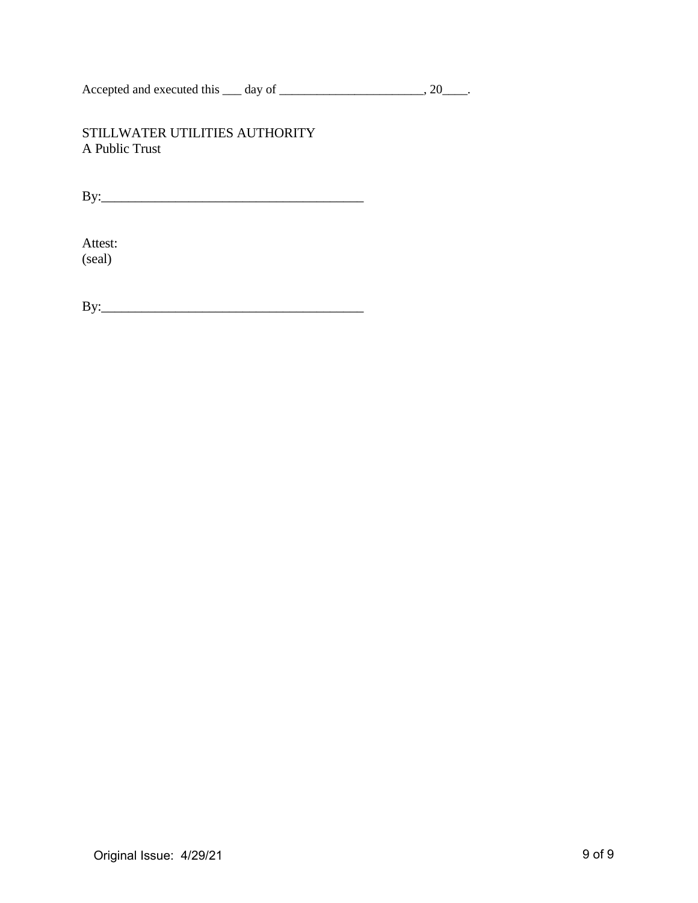Accepted and executed this ___ day of _______________________, 20____.

STILLWATER UTILITIES AUTHORITY
A Public Trust

By:_______________________________________

Attest:
(seal)

By:_______________________________________

Original Issue: 4/29/21